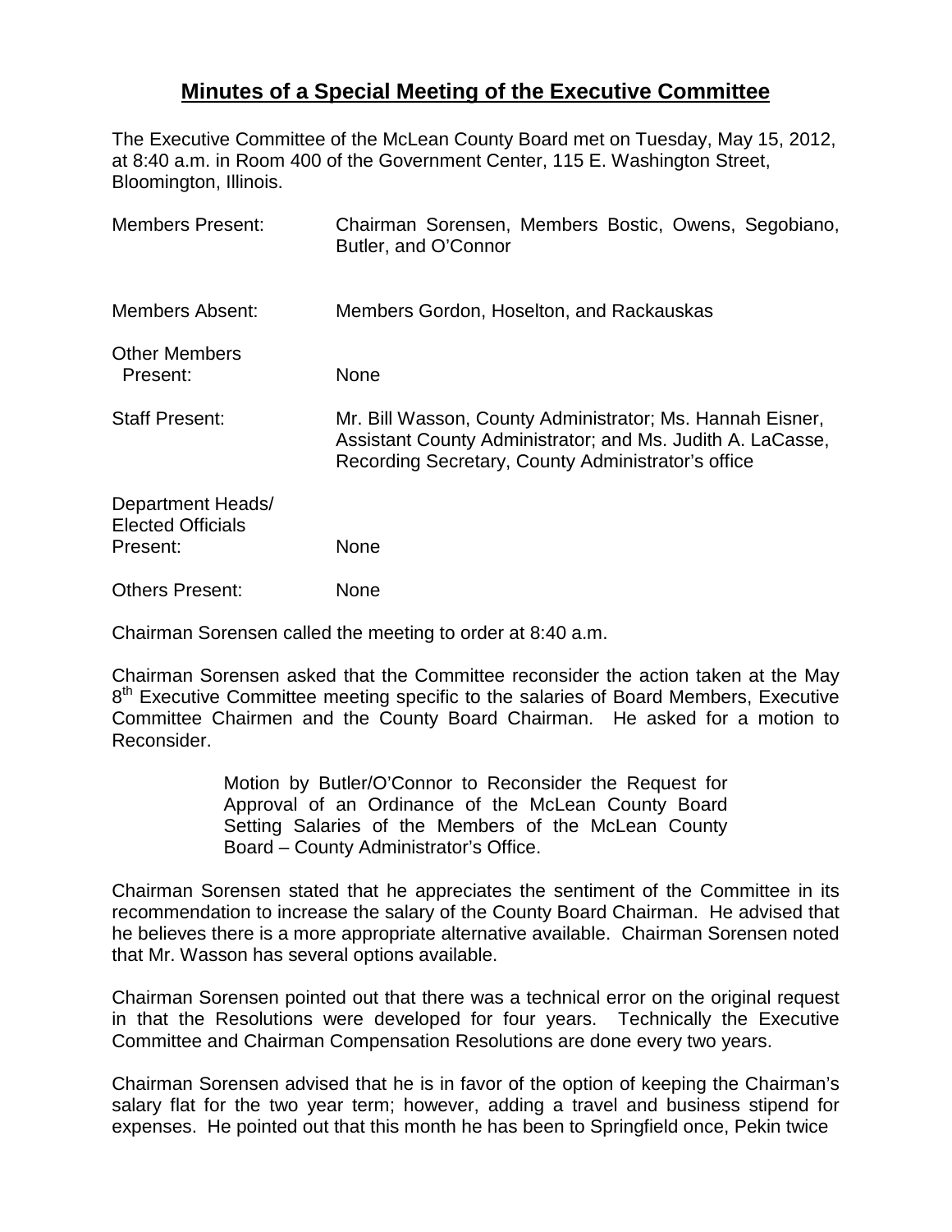# Minutes of a Special Meeting of the Executive Committee

The Executive Committee of the McLean County Board met on Tuesday, May 15, 2012, at 8:40 a.m. in Room 400 of the Government Center, 115 E. Washington Street, Bloomington, Illinois.

| | |
|---|---|
| Members Present: | Chairman Sorensen, Members Bostic, Owens, Segobiano, Butler, and O'Connor |
| Members Absent: | Members Gordon, Hoselton, and Rackauskas |
| Other Members Present: | None |
| Staff Present: | Mr. Bill Wasson, County Administrator; Ms. Hannah Eisner, Assistant County Administrator; and Ms. Judith A. LaCasse, Recording Secretary, County Administrator's office |
| Department Heads/ Elected Officials Present: | None |
| Others Present: | None |

Chairman Sorensen called the meeting to order at 8:40 a.m.

Chairman Sorensen asked that the Committee reconsider the action taken at the May 8th Executive Committee meeting specific to the salaries of Board Members, Executive Committee Chairmen and the County Board Chairman. He asked for a motion to Reconsider.

> Motion by Butler/O'Connor to Reconsider the Request for Approval of an Ordinance of the McLean County Board Setting Salaries of the Members of the McLean County Board – County Administrator's Office.

Chairman Sorensen stated that he appreciates the sentiment of the Committee in its recommendation to increase the salary of the County Board Chairman. He advised that he believes there is a more appropriate alternative available. Chairman Sorensen noted that Mr. Wasson has several options available.

Chairman Sorensen pointed out that there was a technical error on the original request in that the Resolutions were developed for four years. Technically the Executive Committee and Chairman Compensation Resolutions are done every two years.

Chairman Sorensen advised that he is in favor of the option of keeping the Chairman's salary flat for the two year term; however, adding a travel and business stipend for expenses. He pointed out that this month he has been to Springfield once, Pekin twice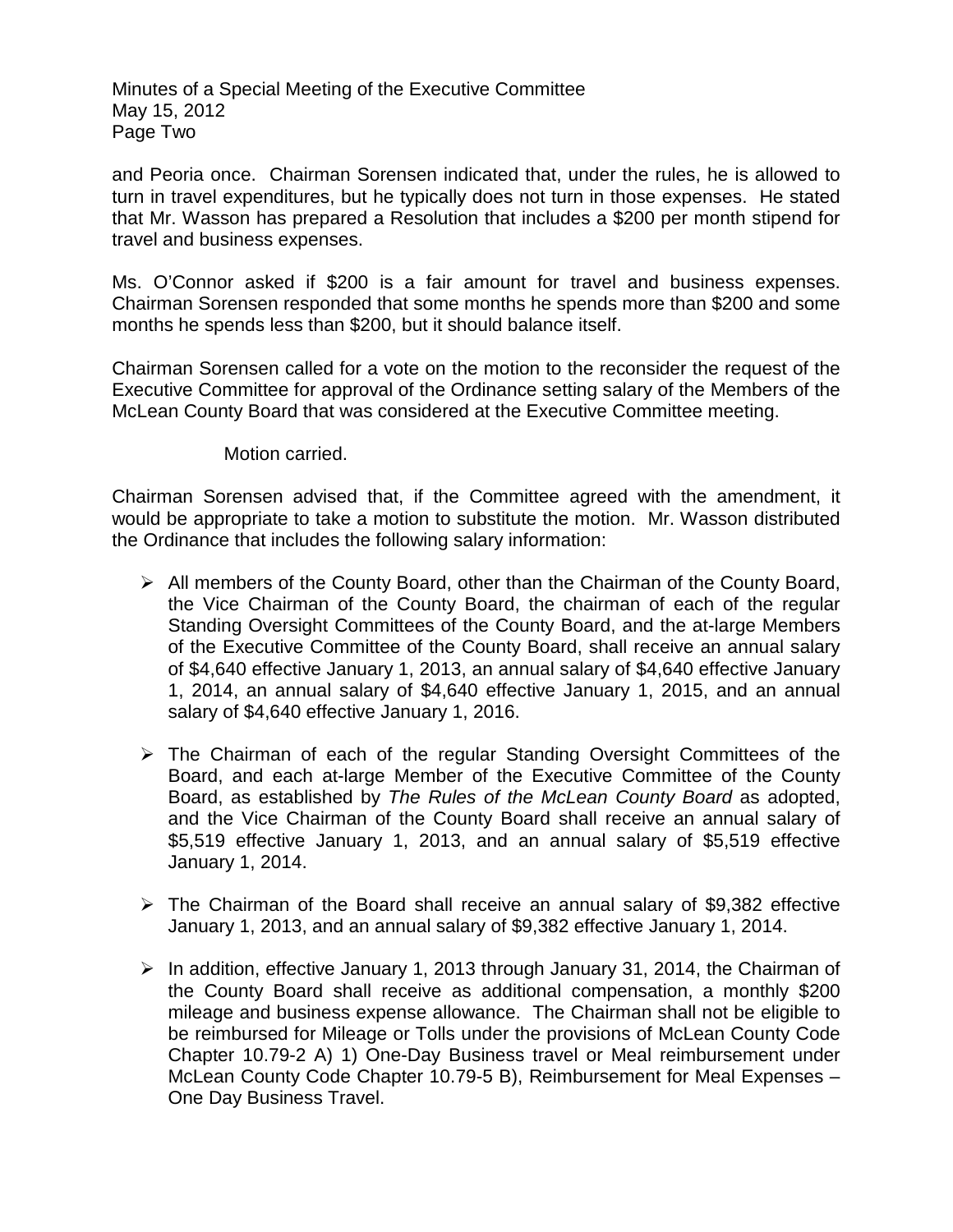and Peoria once. Chairman Sorensen indicated that, under the rules, he is allowed to turn in travel expenditures, but he typically does not turn in those expenses. He stated that Mr. Wasson has prepared a Resolution that includes a $200 per month stipend for travel and business expenses.

Ms. O'Connor asked if $200 is a fair amount for travel and business expenses. Chairman Sorensen responded that some months he spends more than $200 and some months he spends less than $200, but it should balance itself.

Chairman Sorensen called for a vote on the motion to the reconsider the request of the Executive Committee for approval of the Ordinance setting salary of the Members of the McLean County Board that was considered at the Executive Committee meeting.

Motion carried.

Chairman Sorensen advised that, if the Committee agreed with the amendment, it would be appropriate to take a motion to substitute the motion. Mr. Wasson distributed the Ordinance that includes the following salary information:

- All members of the County Board, other than the Chairman of the County Board, the Vice Chairman of the County Board, the chairman of each of the regular Standing Oversight Committees of the County Board, and the at-large Members of the Executive Committee of the County Board, shall receive an annual salary of $4,640 effective January 1, 2013, an annual salary of $4,640 effective January 1, 2014, an annual salary of $4,640 effective January 1, 2015, and an annual salary of $4,640 effective January 1, 2016.

- The Chairman of each of the regular Standing Oversight Committees of the Board, and each at-large Member of the Executive Committee of the County Board, as established by *The Rules of the McLean County Board* as adopted, and the Vice Chairman of the County Board shall receive an annual salary of $5,519 effective January 1, 2013, and an annual salary of $5,519 effective January 1, 2014.

- The Chairman of the Board shall receive an annual salary of $9,382 effective January 1, 2013, and an annual salary of $9,382 effective January 1, 2014.

- In addition, effective January 1, 2013 through January 31, 2014, the Chairman of the County Board shall receive as additional compensation, a monthly $200 mileage and business expense allowance. The Chairman shall not be eligible to be reimbursed for Mileage or Tolls under the provisions of McLean County Code Chapter 10.79-2 A) 1) One-Day Business travel or Meal reimbursement under McLean County Code Chapter 10.79-5 B), Reimbursement for Meal Expenses – One Day Business Travel.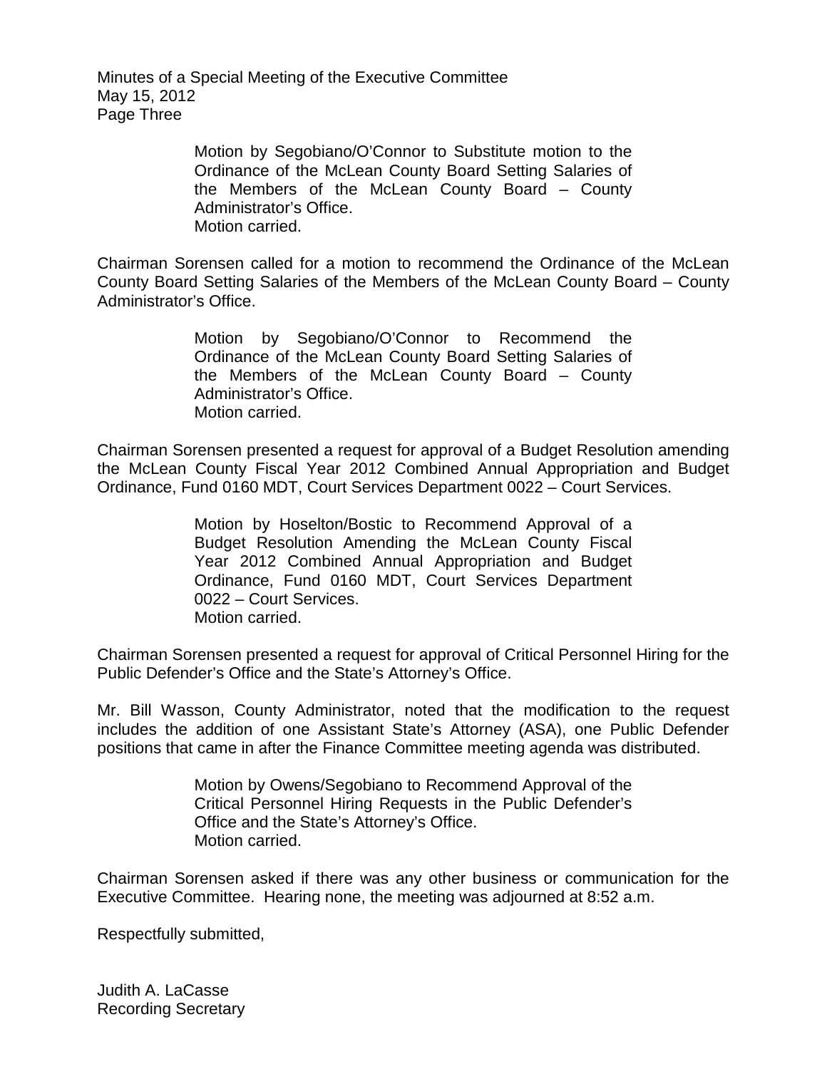Motion by Segobiano/O'Connor to Substitute motion to the Ordinance of the McLean County Board Setting Salaries of the Members of the McLean County Board – County Administrator's Office.
Motion carried.

Chairman Sorensen called for a motion to recommend the Ordinance of the McLean County Board Setting Salaries of the Members of the McLean County Board – County Administrator's Office.

> Motion by Segobiano/O'Connor to Recommend the Ordinance of the McLean County Board Setting Salaries of the Members of the McLean County Board – County Administrator's Office.
> Motion carried.

Chairman Sorensen presented a request for approval of a Budget Resolution amending the McLean County Fiscal Year 2012 Combined Annual Appropriation and Budget Ordinance, Fund 0160 MDT, Court Services Department 0022 – Court Services.

> Motion by Hoselton/Bostic to Recommend Approval of a Budget Resolution Amending the McLean County Fiscal Year 2012 Combined Annual Appropriation and Budget Ordinance, Fund 0160 MDT, Court Services Department 0022 – Court Services.
> Motion carried.

Chairman Sorensen presented a request for approval of Critical Personnel Hiring for the Public Defender's Office and the State's Attorney's Office.

Mr. Bill Wasson, County Administrator, noted that the modification to the request includes the addition of one Assistant State's Attorney (ASA), one Public Defender positions that came in after the Finance Committee meeting agenda was distributed.

> Motion by Owens/Segobiano to Recommend Approval of the Critical Personnel Hiring Requests in the Public Defender's Office and the State's Attorney's Office.
> Motion carried.

Chairman Sorensen asked if there was any other business or communication for the Executive Committee. Hearing none, the meeting was adjourned at 8:52 a.m.

Respectfully submitted,

Judith A. LaCasse
Recording Secretary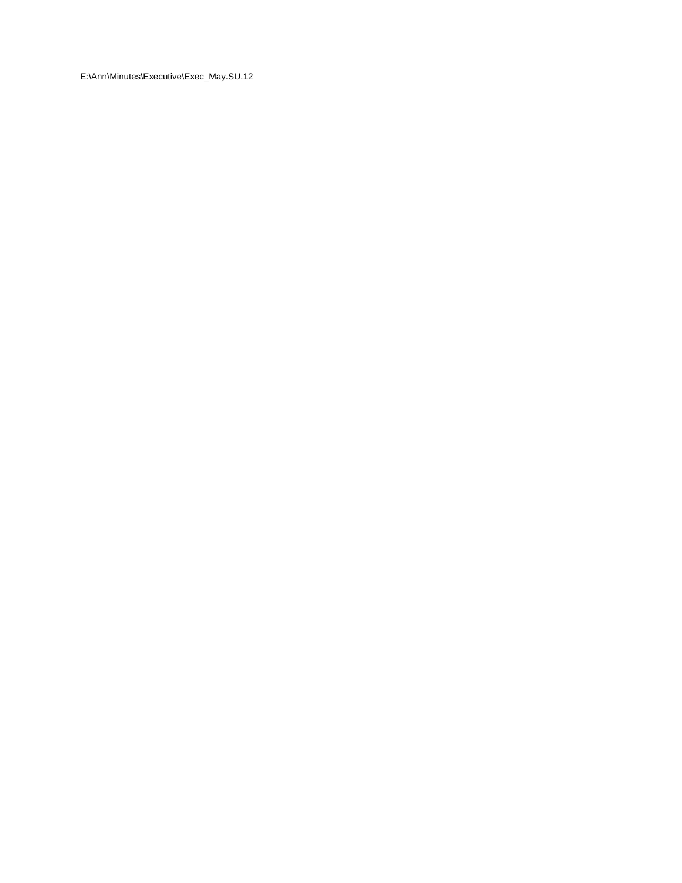E:\Ann\Minutes\Executive\Exec_May.SU.12